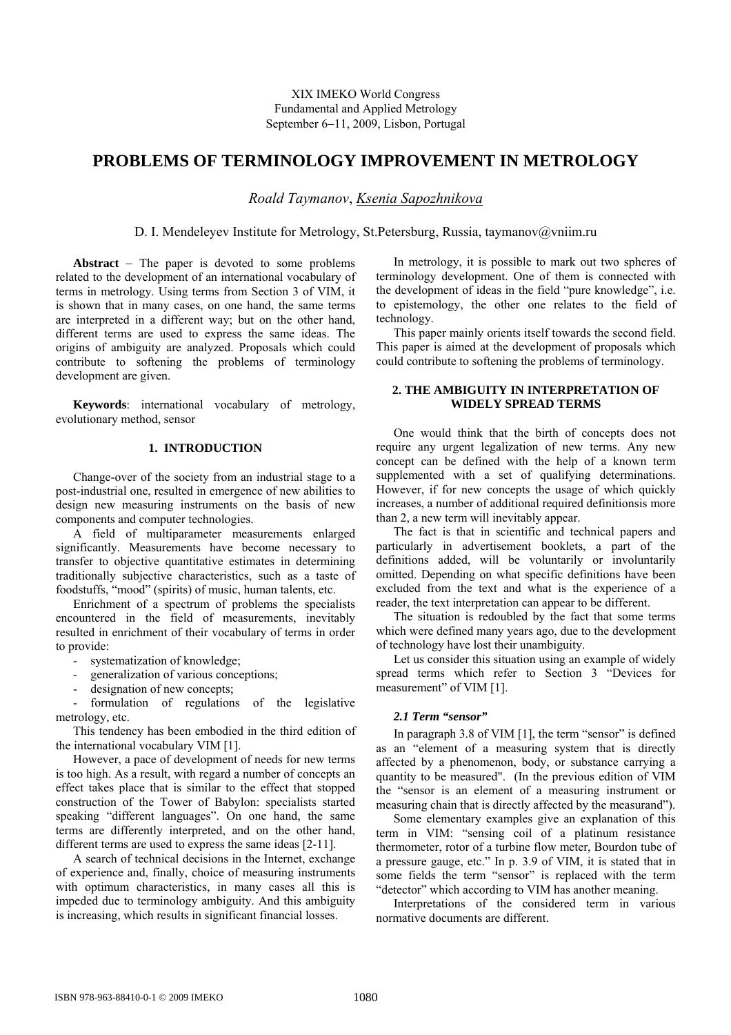XIX IMEKO World Congress
Fundamental and Applied Metrology
September 6−11, 2009, Lisbon, Portugal

# PROBLEMS OF TERMINOLOGY IMPROVEMENT IN METROLOGY

*Roald Taymanov*, *Ksenia Sapozhnikova*

D. I. Mendeleyev Institute for Metrology, St.Petersburg, Russia, taymanov@vniim.ru

**Abstract** − The paper is devoted to some problems related to the development of an international vocabulary of terms in metrology. Using terms from Section 3 of VIM, it is shown that in many cases, on one hand, the same terms are interpreted in a different way; but on the other hand, different terms are used to express the same ideas. The origins of ambiguity are analyzed. Proposals which could contribute to softening the problems of terminology development are given.

**Keywords**: international vocabulary of metrology, evolutionary method, sensor

## 1. INTRODUCTION

Change-over of the society from an industrial stage to a post-industrial one, resulted in emergence of new abilities to design new measuring instruments on the basis of new components and computer technologies.

A field of multiparameter measurements enlarged significantly. Measurements have become necessary to transfer to objective quantitative estimates in determining traditionally subjective characteristics, such as a taste of foodstuffs, "mood" (spirits) of music, human talents, etc.

Enrichment of a spectrum of problems the specialists encountered in the field of measurements, inevitably resulted in enrichment of their vocabulary of terms in order to provide:

- systematization of knowledge;
- generalization of various conceptions;
- designation of new concepts;
- formulation of regulations of the legislative metrology, etc.

This tendency has been embodied in the third edition of the international vocabulary VIM [1].

However, a pace of development of needs for new terms is too high. As a result, with regard a number of concepts an effect takes place that is similar to the effect that stopped construction of the Tower of Babylon: specialists started speaking "different languages". On one hand, the same terms are differently interpreted, and on the other hand, different terms are used to express the same ideas [2-11].

A search of technical decisions in the Internet, exchange of experience and, finally, choice of measuring instruments with optimum characteristics, in many cases all this is impeded due to terminology ambiguity. And this ambiguity is increasing, which results in significant financial losses.

In metrology, it is possible to mark out two spheres of terminology development. One of them is connected with the development of ideas in the field "pure knowledge", i.e. to epistemology, the other one relates to the field of technology.

This paper mainly orients itself towards the second field. This paper is aimed at the development of proposals which could contribute to softening the problems of terminology.

## 2. THE AMBIGUITY IN INTERPRETATION OF WIDELY SPREAD TERMS

One would think that the birth of concepts does not require any urgent legalization of new terms. Any new concept can be defined with the help of a known term supplemented with a set of qualifying determinations. However, if for new concepts the usage of which quickly increases, a number of additional required definitionsis more than 2, a new term will inevitably appear.

The fact is that in scientific and technical papers and particularly in advertisement booklets, a part of the definitions added, will be voluntarily or involuntarily omitted. Depending on what specific definitions have been excluded from the text and what is the experience of a reader, the text interpretation can appear to be different.

The situation is redoubled by the fact that some terms which were defined many years ago, due to the development of technology have lost their unambiguity.

Let us consider this situation using an example of widely spread terms which refer to Section 3 "Devices for measurement" of VIM [1].

### *2.1 Term "sensor"*

In paragraph 3.8 of VIM [1], the term "sensor" is defined as an "element of a measuring system that is directly affected by a phenomenon, body, or substance carrying a quantity to be measured". (In the previous edition of VIM the "sensor is an element of a measuring instrument or measuring chain that is directly affected by the measurand").

Some elementary examples give an explanation of this term in VIM: "sensing coil of a platinum resistance thermometer, rotor of a turbine flow meter, Bourdon tube of a pressure gauge, etc." In p. 3.9 of VIM, it is stated that in some fields the term "sensor" is replaced with the term "detector" which according to VIM has another meaning.

Interpretations of the considered term in various normative documents are different.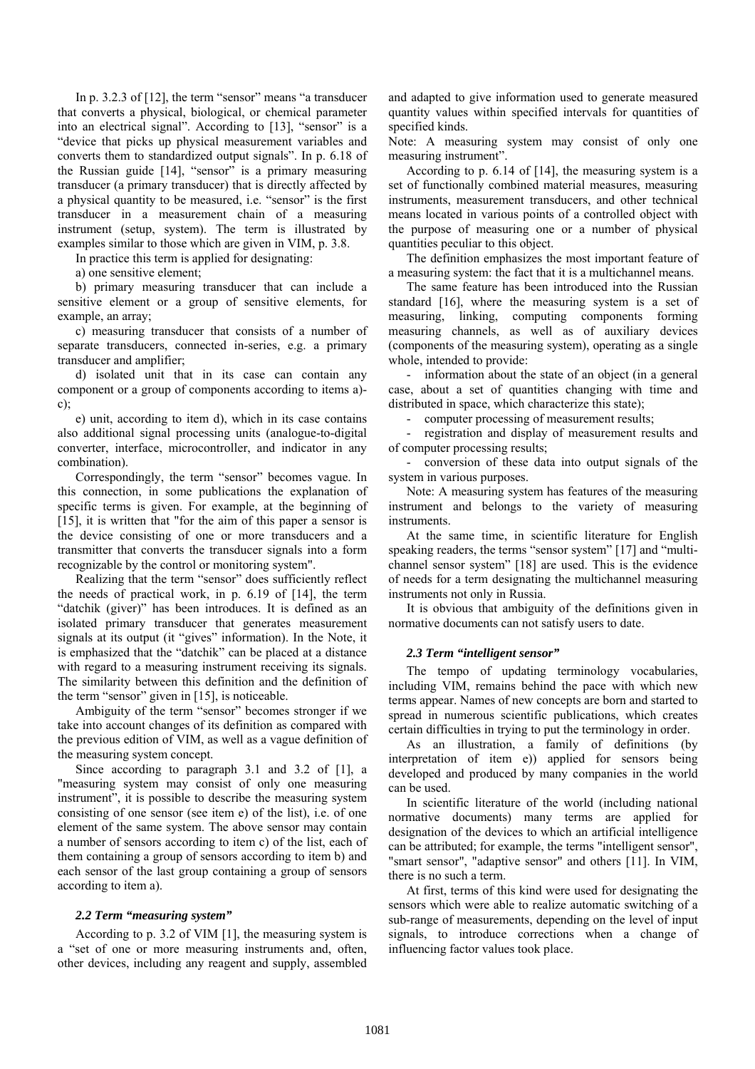In p. 3.2.3 of [12], the term "sensor" means "a transducer that converts a physical, biological, or chemical parameter into an electrical signal". According to [13], "sensor" is a "device that picks up physical measurement variables and converts them to standardized output signals". In p. 6.18 of the Russian guide [14], "sensor" is a primary measuring transducer (a primary transducer) that is directly affected by a physical quantity to be measured, i.e. "sensor" is the first transducer in a measurement chain of a measuring instrument (setup, system). The term is illustrated by examples similar to those which are given in VIM, p. 3.8.

In practice this term is applied for designating:

a) one sensitive element;

b) primary measuring transducer that can include a sensitive element or a group of sensitive elements, for example, an array;

c) measuring transducer that consists of a number of separate transducers, connected in-series, e.g. a primary transducer and amplifier;

d) isolated unit that in its case can contain any component or a group of components according to items a)-c);

e) unit, according to item d), which in its case contains also additional signal processing units (analogue-to-digital converter, interface, microcontroller, and indicator in any combination).

Correspondingly, the term "sensor" becomes vague. In this connection, in some publications the explanation of specific terms is given. For example, at the beginning of [15], it is written that "for the aim of this paper a sensor is the device consisting of one or more transducers and a transmitter that converts the transducer signals into a form recognizable by the control or monitoring system".

Realizing that the term "sensor" does sufficiently reflect the needs of practical work, in p. 6.19 of [14], the term "datchik (giver)" has been introduces. It is defined as an isolated primary transducer that generates measurement signals at its output (it "gives" information). In the Note, it is emphasized that the "datchik" can be placed at a distance with regard to a measuring instrument receiving its signals. The similarity between this definition and the definition of the term "sensor" given in [15], is noticeable.

Ambiguity of the term "sensor" becomes stronger if we take into account changes of its definition as compared with the previous edition of VIM, as well as a vague definition of the measuring system concept.

Since according to paragraph 3.1 and 3.2 of [1], a "measuring system may consist of only one measuring instrument", it is possible to describe the measuring system consisting of one sensor (see item e) of the list), i.e. of one element of the same system. The above sensor may contain a number of sensors according to item c) of the list, each of them containing a group of sensors according to item b) and each sensor of the last group containing a group of sensors according to item a).

### *2.2 Term "measuring system"*

According to p. 3.2 of VIM [1], the measuring system is a "set of one or more measuring instruments and, often, other devices, including any reagent and supply, assembled and adapted to give information used to generate measured quantity values within specified intervals for quantities of specified kinds.

Note: A measuring system may consist of only one measuring instrument".

According to p. 6.14 of [14], the measuring system is a set of functionally combined material measures, measuring instruments, measurement transducers, and other technical means located in various points of a controlled object with the purpose of measuring one or a number of physical quantities peculiar to this object.

The definition emphasizes the most important feature of a measuring system: the fact that it is a multichannel means.

The same feature has been introduced into the Russian standard [16], where the measuring system is a set of measuring, linking, computing components forming measuring channels, as well as of auxiliary devices (components of the measuring system), operating as a single whole, intended to provide:

- information about the state of an object (in a general case, about a set of quantities changing with time and distributed in space, which characterize this state);
- computer processing of measurement results;
- registration and display of measurement results and of computer processing results;
- conversion of these data into output signals of the system in various purposes.

Note: A measuring system has features of the measuring instrument and belongs to the variety of measuring instruments.

At the same time, in scientific literature for English speaking readers, the terms "sensor system" [17] and "multi-channel sensor system" [18] are used. This is the evidence of needs for a term designating the multichannel measuring instruments not only in Russia.

It is obvious that ambiguity of the definitions given in normative documents can not satisfy users to date.

### *2.3 Term "intelligent sensor"*

The tempo of updating terminology vocabularies, including VIM, remains behind the pace with which new terms appear. Names of new concepts are born and started to spread in numerous scientific publications, which creates certain difficulties in trying to put the terminology in order.

As an illustration, a family of definitions (by interpretation of item e)) applied for sensors being developed and produced by many companies in the world can be used.

In scientific literature of the world (including national normative documents) many terms are applied for designation of the devices to which an artificial intelligence can be attributed; for example, the terms "intelligent sensor", "smart sensor", "adaptive sensor" and others [11]. In VIM, there is no such a term.

At first, terms of this kind were used for designating the sensors which were able to realize automatic switching of a sub-range of measurements, depending on the level of input signals, to introduce corrections when a change of influencing factor values took place.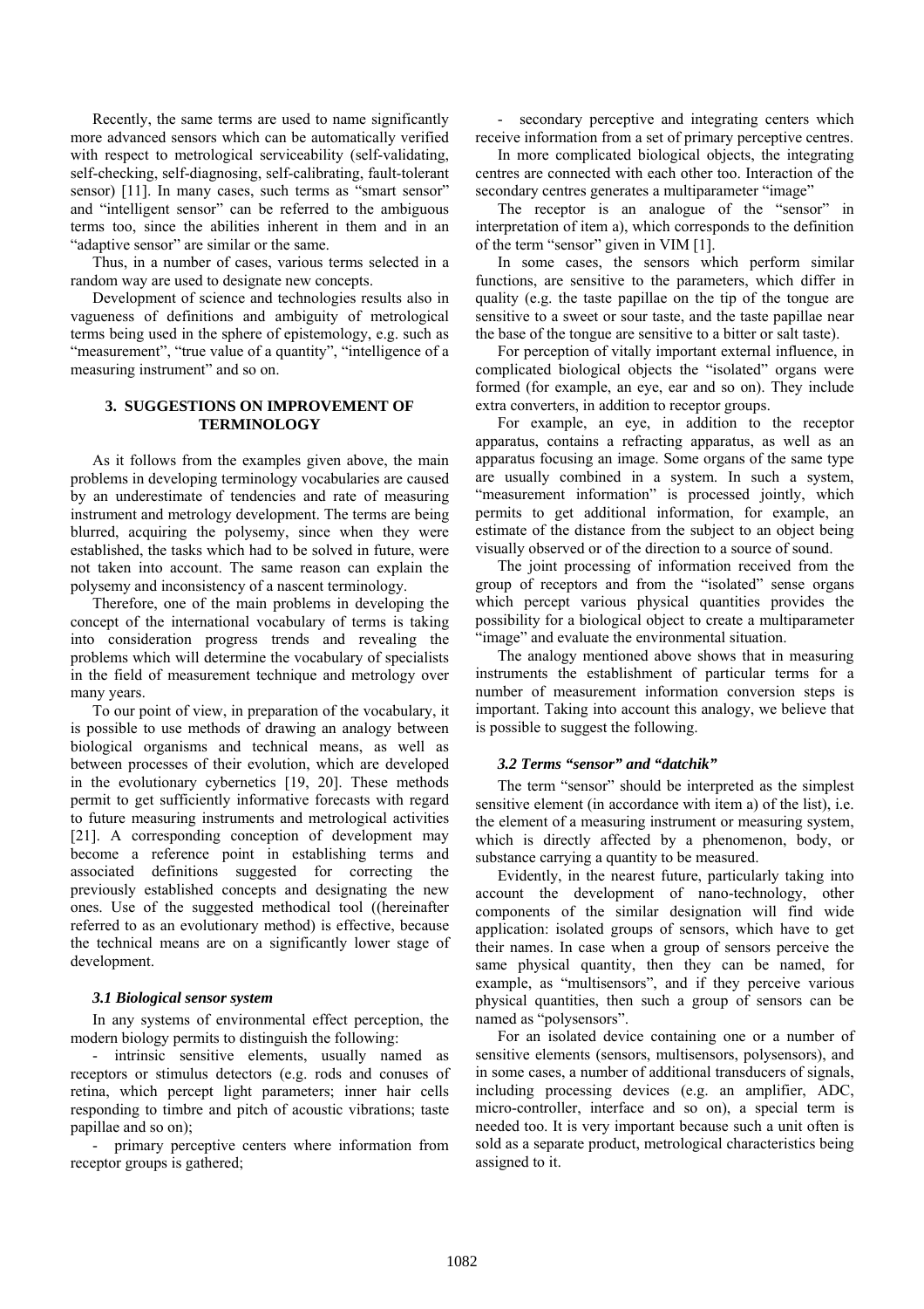Recently, the same terms are used to name significantly more advanced sensors which can be automatically verified with respect to metrological serviceability (self-validating, self-checking, self-diagnosing, self-calibrating, fault-tolerant sensor) [11]. In many cases, such terms as "smart sensor" and "intelligent sensor" can be referred to the ambiguous terms too, since the abilities inherent in them and in an "adaptive sensor" are similar or the same.

Thus, in a number of cases, various terms selected in a random way are used to designate new concepts.

Development of science and technologies results also in vagueness of definitions and ambiguity of metrological terms being used in the sphere of epistemology, e.g. such as "measurement", "true value of a quantity", "intelligence of a measuring instrument" and so on.

## 3. SUGGESTIONS ON IMPROVEMENT OF TERMINOLOGY

As it follows from the examples given above, the main problems in developing terminology vocabularies are caused by an underestimate of tendencies and rate of measuring instrument and metrology development. The terms are being blurred, acquiring the polysemy, since when they were established, the tasks which had to be solved in future, were not taken into account. The same reason can explain the polysemy and inconsistency of a nascent terminology.

Therefore, one of the main problems in developing the concept of the international vocabulary of terms is taking into consideration progress trends and revealing the problems which will determine the vocabulary of specialists in the field of measurement technique and metrology over many years.

To our point of view, in preparation of the vocabulary, it is possible to use methods of drawing an analogy between biological organisms and technical means, as well as between processes of their evolution, which are developed in the evolutionary cybernetics [19, 20]. These methods permit to get sufficiently informative forecasts with regard to future measuring instruments and metrological activities [21]. A corresponding conception of development may become a reference point in establishing terms and associated definitions suggested for correcting the previously established concepts and designating the new ones. Use of the suggested methodical tool ((hereinafter referred to as an evolutionary method) is effective, because the technical means are on a significantly lower stage of development.

### *3.1 Biological sensor system*

In any systems of environmental effect perception, the modern biology permits to distinguish the following:

- intrinsic sensitive elements, usually named as receptors or stimulus detectors (e.g. rods and conuses of retina, which percept light parameters; inner hair cells responding to timbre and pitch of acoustic vibrations; taste papillae and so on);
- primary perceptive centers where information from receptor groups is gathered;
- secondary perceptive and integrating centers which receive information from a set of primary perceptive centres.

In more complicated biological objects, the integrating centres are connected with each other too. Interaction of the secondary centres generates a multiparameter "image"

The receptor is an analogue of the "sensor" in interpretation of item a), which corresponds to the definition of the term "sensor" given in VIM [1].

In some cases, the sensors which perform similar functions, are sensitive to the parameters, which differ in quality (e.g. the taste papillae on the tip of the tongue are sensitive to a sweet or sour taste, and the taste papillae near the base of the tongue are sensitive to a bitter or salt taste).

For perception of vitally important external influence, in complicated biological objects the "isolated" organs were formed (for example, an eye, ear and so on). They include extra converters, in addition to receptor groups.

For example, an eye, in addition to the receptor apparatus, contains a refracting apparatus, as well as an apparatus focusing an image. Some organs of the same type are usually combined in a system. In such a system, "measurement information" is processed jointly, which permits to get additional information, for example, an estimate of the distance from the subject to an object being visually observed or of the direction to a source of sound.

The joint processing of information received from the group of receptors and from the "isolated" sense organs which percept various physical quantities provides the possibility for a biological object to create a multiparameter "image" and evaluate the environmental situation.

The analogy mentioned above shows that in measuring instruments the establishment of particular terms for a number of measurement information conversion steps is important. Taking into account this analogy, we believe that is possible to suggest the following.

### *3.2 Terms "sensor" and "datchik"*

The term "sensor" should be interpreted as the simplest sensitive element (in accordance with item a) of the list), i.e. the element of a measuring instrument or measuring system, which is directly affected by a phenomenon, body, or substance carrying a quantity to be measured.

Evidently, in the nearest future, particularly taking into account the development of nano-technology, other components of the similar designation will find wide application: isolated groups of sensors, which have to get their names. In case when a group of sensors perceive the same physical quantity, then they can be named, for example, as "multisensors", and if they perceive various physical quantities, then such a group of sensors can be named as "polysensors".

For an isolated device containing one or a number of sensitive elements (sensors, multisensors, polysensors), and in some cases, a number of additional transducers of signals, including processing devices (e.g. an amplifier, ADC, micro-controller, interface and so on), a special term is needed too. It is very important because such a unit often is sold as a separate product, metrological characteristics being assigned to it.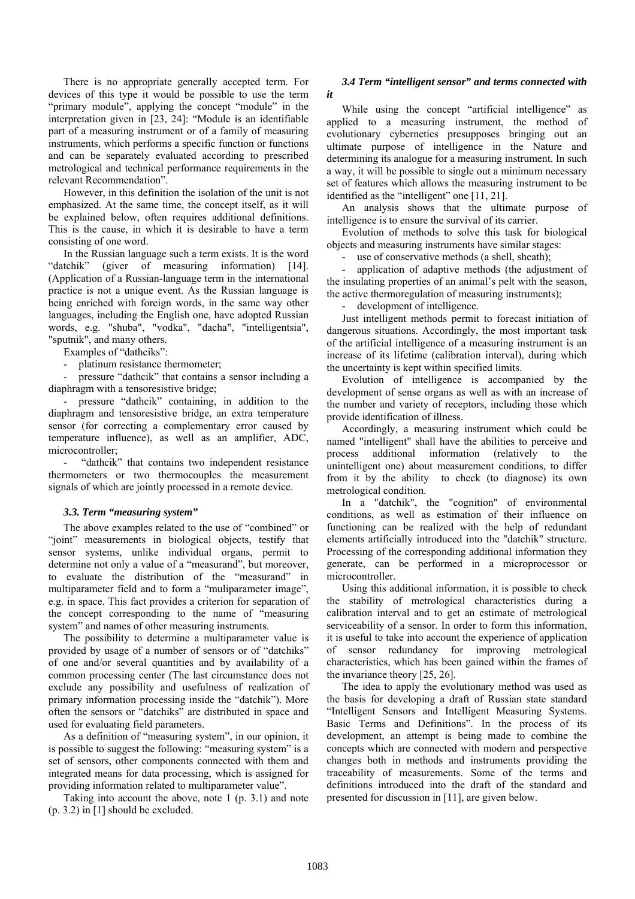There is no appropriate generally accepted term. For devices of this type it would be possible to use the term "primary module", applying the concept "module" in the interpretation given in [23, 24]: "Module is an identifiable part of a measuring instrument or of a family of measuring instruments, which performs a specific function or functions and can be separately evaluated according to prescribed metrological and technical performance requirements in the relevant Recommendation".

However, in this definition the isolation of the unit is not emphasized. At the same time, the concept itself, as it will be explained below, often requires additional definitions. This is the cause, in which it is desirable to have a term consisting of one word.

In the Russian language such a term exists. It is the word "datchik" (giver of measuring information) [14]. (Application of a Russian-language term in the international practice is not a unique event. As the Russian language is being enriched with foreign words, in the same way other languages, including the English one, have adopted Russian words, e.g. "shuba", "vodka", "dacha", "intelligentsia", "sputnik", and many others.

Examples of "dathciks":

- platinum resistance thermometer;
- pressure "dathcik" that contains a sensor including a diaphragm with a tensoresistive bridge;
- pressure "dathcik" containing, in addition to the diaphragm and tensoresistive bridge, an extra temperature sensor (for correcting a complementary error caused by temperature influence), as well as an amplifier, ADC, microcontroller;
- "dathcik" that contains two independent resistance thermometers or two thermocouples the measurement signals of which are jointly processed in a remote device.

### 3.3. Term "measuring system"

The above examples related to the use of "combined" or "joint" measurements in biological objects, testify that sensor systems, unlike individual organs, permit to determine not only a value of a "measurand", but moreover, to evaluate the distribution of the "measurand" in multiparameter field and to form a "muliparameter image", e.g. in space. This fact provides a criterion for separation of the concept corresponding to the name of "measuring system" and names of other measuring instruments.

The possibility to determine a multiparameter value is provided by usage of a number of sensors or of "datchiks" of one and/or several quantities and by availability of a common processing center (The last circumstance does not exclude any possibility and usefulness of realization of primary information processing inside the "datchik"). More often the sensors or "datchiks" are distributed in space and used for evaluating field parameters.

As a definition of "measuring system", in our opinion, it is possible to suggest the following: "measuring system" is a set of sensors, other components connected with them and integrated means for data processing, which is assigned for providing information related to multiparameter value".

Taking into account the above, note 1 (p. 3.1) and note (p. 3.2) in [1] should be excluded.

### 3.4 Term "intelligent sensor" and terms connected with it

While using the concept "artificial intelligence" as applied to a measuring instrument, the method of evolutionary cybernetics presupposes bringing out an ultimate purpose of intelligence in the Nature and determining its analogue for a measuring instrument. In such a way, it will be possible to single out a minimum necessary set of features which allows the measuring instrument to be identified as the "intelligent" one [11, 21].

An analysis shows that the ultimate purpose of intelligence is to ensure the survival of its carrier.

Evolution of methods to solve this task for biological objects and measuring instruments have similar stages:

- use of conservative methods (a shell, sheath);
- application of adaptive methods (the adjustment of the insulating properties of an animal's pelt with the season, the active thermoregulation of measuring instruments);
- development of intelligence.

Just intelligent methods permit to forecast initiation of dangerous situations. Accordingly, the most important task of the artificial intelligence of a measuring instrument is an increase of its lifetime (calibration interval), during which the uncertainty is kept within specified limits.

Evolution of intelligence is accompanied by the development of sense organs as well as with an increase of the number and variety of receptors, including those which provide identification of illness.

Accordingly, a measuring instrument which could be named "intelligent" shall have the abilities to perceive and process additional information (relatively to the unintelligent one) about measurement conditions, to differ from it by the ability to check (to diagnose) its own metrological condition.

In a "datchik", the "cognition" of environmental conditions, as well as estimation of their influence on functioning can be realized with the help of redundant elements artificially introduced into the "datchik" structure. Processing of the corresponding additional information they generate, can be performed in a microprocessor or microcontroller.

Using this additional information, it is possible to check the stability of metrological characteristics during a calibration interval and to get an estimate of metrological serviceability of a sensor. In order to form this information, it is useful to take into account the experience of application of sensor redundancy for improving metrological characteristics, which has been gained within the frames of the invariance theory [25, 26].

The idea to apply the evolutionary method was used as the basis for developing a draft of Russian state standard "Intelligent Sensors and Intelligent Measuring Systems. Basic Terms and Definitions". In the process of its development, an attempt is being made to combine the concepts which are connected with modern and perspective changes both in methods and instruments providing the traceability of measurements. Some of the terms and definitions introduced into the draft of the standard and presented for discussion in [11], are given below.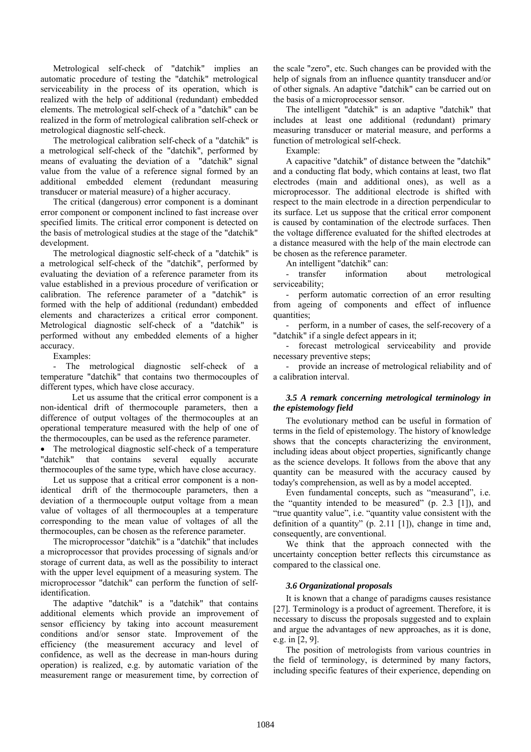Metrological self-check of "datchik" implies an automatic procedure of testing the "datchik" metrological serviceability in the process of its operation, which is realized with the help of additional (redundant) embedded elements. The metrological self-check of a "datchik" can be realized in the form of metrological calibration self-check or metrological diagnostic self-check.

The metrological calibration self-check of a "datchik" is a metrological self-check of the "datchik", performed by means of evaluating the deviation of a "datchik" signal value from the value of a reference signal formed by an additional embedded element (redundant measuring transducer or material measure) of a higher accuracy.

The critical (dangerous) error component is a dominant error component or component inclined to fast increase over specified limits. The critical error component is detected on the basis of metrological studies at the stage of the "datchik" development.

The metrological diagnostic self-check of a "datchik" is a metrological self-check of the "datchik", performed by evaluating the deviation of a reference parameter from its value established in a previous procedure of verification or calibration. The reference parameter of a "datchik" is formed with the help of additional (redundant) embedded elements and characterizes a critical error component. Metrological diagnostic self-check of a "datchik" is performed without any embedded elements of a higher accuracy.

Examples:

- The metrological diagnostic self-check of a temperature "datchik" that contains two thermocouples of different types, which have close accuracy.

Let us assume that the critical error component is a non-identical drift of thermocouple parameters, then a difference of output voltages of the thermocouples at an operational temperature measured with the help of one of the thermocouples, can be used as the reference parameter.

- The metrological diagnostic self-check of a temperature "datchik" that contains several equally accurate thermocouples of the same type, which have close accuracy.

Let us suppose that a critical error component is a non-identical drift of the thermocouple parameters, then a deviation of a thermocouple output voltage from a mean value of voltages of all thermocouples at a temperature corresponding to the mean value of voltages of all the thermocouples, can be chosen as the reference parameter.

The microprocessor "datchik" is a "datchik" that includes a microprocessor that provides processing of signals and/or storage of current data, as well as the possibility to interact with the upper level equipment of a measuring system. The microprocessor "datchik" can perform the function of self-identification.

The adaptive "datchik" is a "datchik" that contains additional elements which provide an improvement of sensor efficiency by taking into account measurement conditions and/or sensor state. Improvement of the efficiency (the measurement accuracy and level of confidence, as well as the decrease in man-hours during operation) is realized, e.g. by automatic variation of the measurement range or measurement time, by correction of the scale "zero", etc. Such changes can be provided with the help of signals from an influence quantity transducer and/or of other signals. An adaptive "datchik" can be carried out on the basis of a microprocessor sensor.

The intelligent "datchik" is an adaptive "datchik" that includes at least one additional (redundant) primary measuring transducer or material measure, and performs a function of metrological self-check.

Example:

A capacitive "datchik" of distance between the "datchik" and a conducting flat body, which contains at least, two flat electrodes (main and additional ones), as well as a microprocessor. The additional electrode is shifted with respect to the main electrode in a direction perpendicular to its surface. Let us suppose that the critical error component is caused by contamination of the electrode surfaces. Then the voltage difference evaluated for the shifted electrodes at a distance measured with the help of the main electrode can be chosen as the reference parameter.

An intelligent "datchik" can:

- transfer information about metrological serviceability;
- perform automatic correction of an error resulting from ageing of components and effect of influence quantities;
- perform, in a number of cases, the self-recovery of a "datchik" if a single defect appears in it;
- forecast metrological serviceability and provide necessary preventive steps;
- provide an increase of metrological reliability and of a calibration interval.

### *3.5 A remark concerning metrological terminology in the epistemology field*

The evolutionary method can be useful in formation of terms in the field of epistemology. The history of knowledge shows that the concepts characterizing the environment, including ideas about object properties, significantly change as the science develops. It follows from the above that any quantity can be measured with the accuracy caused by today's comprehension, as well as by a model accepted.

Even fundamental concepts, such as "measurand", i.e. the "quantity intended to be measured" (p. 2.3 [1]), and "true quantity value", i.e. "quantity value consistent with the definition of a quantity" (p. 2.11 [1]), change in time and, consequently, are conventional.

We think that the approach connected with the uncertainty conception better reflects this circumstance as compared to the classical one.

### *3.6 Organizational proposals*

It is known that a change of paradigms causes resistance [27]. Terminology is a product of agreement. Therefore, it is necessary to discuss the proposals suggested and to explain and argue the advantages of new approaches, as it is done, e.g. in [2, 9].

The position of metrologists from various countries in the field of terminology, is determined by many factors, including specific features of their experience, depending on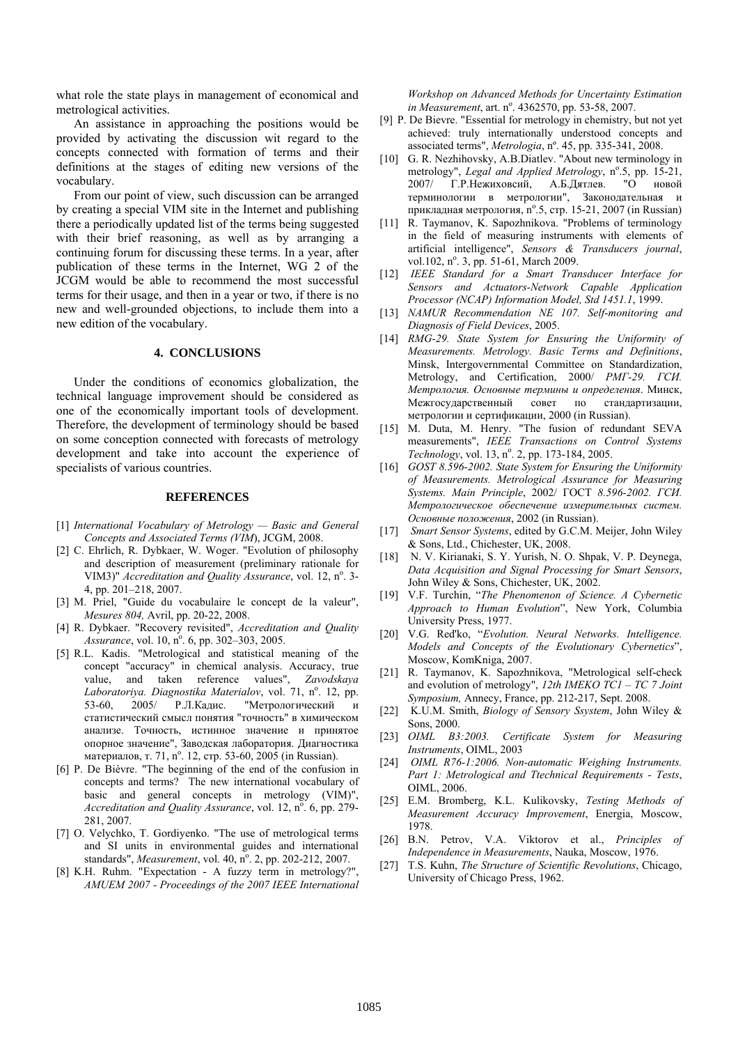what role the state plays in management of economical and metrological activities.

An assistance in approaching the positions would be provided by activating the discussion wit regard to the concepts connected with formation of terms and their definitions at the stages of editing new versions of the vocabulary.

From our point of view, such discussion can be arranged by creating a special VIM site in the Internet and publishing there a periodically updated list of the terms being suggested with their brief reasoning, as well as by arranging a continuing forum for discussing these terms. In a year, after publication of these terms in the Internet, WG 2 of the JCGM would be able to recommend the most successful terms for their usage, and then in a year or two, if there is no new and well-grounded objections, to include them into a new edition of the vocabulary.

## 4. CONCLUSIONS

Under the conditions of economics globalization, the technical language improvement should be considered as one of the economically important tools of development. Therefore, the development of terminology should be based on some conception connected with forecasts of metrology development and take into account the experience of specialists of various countries.

## REFERENCES

[1] *International Vocabulary of Metrology — Basic and General Concepts and Associated Terms (VIM*), JCGM, 2008.

[2] C. Ehrlich, R. Dybkaer, W. Woger. "Evolution of philosophy and description of measurement (preliminary rationale for VIM3)" *Accreditation and Quality Assurance*, vol. 12, nº. 3-4, pp. 201–218, 2007.

[3] M. Priel, "Guide du vocabulaire le concept de la valeur", *Mesures 804,* Avril, pp. 20-22, 2008.

[4] R. Dybkaer. "Recovery revisited", *Accreditation and Quality Assurance*, vol. 10, nº. 6, pp. 302–303, 2005.

[5] R.L. Kadis. "Metrological and statistical meaning of the concept "accuracy" in chemical analysis. Accuracy, true value, and taken reference values", *Zavodskaya Laboratoriya. Diagnostika Materialov*, vol. 71, nº. 12, pp. 53-60, 2005/ Р.Л.Кадис. "Метрологический и статистический смысл понятия "точность" в химическом анализе. Точность, истинное значение и принятое опорное значение", Заводская лаборатория. Диагностика материалов, т. 71, nº. 12, стр. 53-60, 2005 (in Russian).

[6] P. De Bièvre. "The beginning of the end of the confusion in concepts and terms? The new international vocabulary of basic and general concepts in metrology (VIM)", *Accreditation and Quality Assurance*, vol. 12, nº. 6, pp. 279-281, 2007.

[7] O. Velychko, T. Gordiyenko. "The use of metrological terms and SI units in environmental guides and international standards", *Measurement*, vol. 40, nº. 2, pp. 202-212, 2007.

[8] K.H. Ruhm. "Expectation - A fuzzy term in metrology?", *AMUEM 2007 - Proceedings of the 2007 IEEE International Workshop on Advanced Methods for Uncertainty Estimation in Measurement*, art. nº. 4362570, pp. 53-58, 2007.

[9] P. De Bievre. "Essential for metrology in chemistry, but not yet achieved: truly internationally understood concepts and associated terms", *Metrologia*, nº. 45, pp. 335-341, 2008.

[10] G. R. Nezhihovsky, A.B.Diatlev. "About new terminology in metrology", *Legal and Applied Metrology*, nº.5, pp. 15-21, 2007/ Г.Р.Нежиховсий, А.Б.Дятлев. "О новой терминологии в метрологии", Законодательная и прикладная метрология, nº.5, стр. 15-21, 2007 (in Russian)

[11] R. Taymanov, K. Sapozhnikova. "Problems of terminology in the field of measuring instruments with elements of artificial intelligence", *Sensors & Transducers journal*, vol.102, nº. 3, pp. 51-61, March 2009.

[12] *IEEE Standard for a Smart Transducer Interface for Sensors and Actuators-Network Capable Application Processor (NCAP) Information Model, Std 1451.1*, 1999.

[13] *NAMUR Recommendation NE 107. Self-monitoring and Diagnosis of Field Devices*, 2005.

[14] *RMG-29. State System for Ensuring the Uniformity of Measurements. Metrology. Basic Terms and Definitions*, Minsk, Intergovernmental Committee on Standardization, Metrology, and Certification, 2000/ *РМГ-29. ГСИ. Метрология. Основные термины и определения*. Минск, Межгосударственный совет по стандартизации, метрологии и сертификации, 2000 (in Russian).

[15] M. Duta, M. Henry. "The fusion of redundant SEVA measurements", *IEEE Transactions on Control Systems Technology*, vol. 13, nº. 2, pp. 173-184, 2005.

[16] *GOST 8.596-2002. State System for Ensuring the Uniformity of Measurements. Metrological Assurance for Measuring Systems. Main Principle*, 2002/ ГОСТ *8.596-2002. ГСИ. Метрологическое обеспечение измерительных систем. Основные положения*, 2002 (in Russian).

[17] *Smart Sensor Systems*, edited by G.C.M. Meijer, John Wiley & Sons, Ltd., Chichester, UK, 2008.

[18] N. V. Kirianaki, S. Y. Yurish, N. O. Shpak, V. P. Deynega, *Data Acquisition and Signal Processing for Smart Sensors*, John Wiley & Sons, Chichester, UK, 2002.

[19] V.F. Turchin, "*The Phenomenon of Science. A Cybernetic Approach to Human Evolution*", New York, Columbia University Press, 1977.

[20] V.G. Red'ko, "*Evolution. Neural Networks. Intelligence. Models and Concepts of the Evolutionary Cybernetics*", Moscow, KomKniga, 2007.

[21] R. Taymanov, K. Sapozhnikova, "Metrological self-check and evolution of metrology", *12th IMEKO TC1 – TC 7 Joint Symposium,* Annecy, France, pp. 212-217, Sept. 2008.

[22] K.U.M. Smith, *Biology of Sensory Ssystem*, John Wiley & Sons, 2000.

[23] *OIML B3:2003. Certificate System for Measuring Instruments*, OIML, 2003

[24] *OIML R76-1:2006. Non-automatic Weighing Instruments. Part 1: Metrological and Ttechnical Requirements - Tests*, OIML, 2006.

[25] E.M. Bromberg, K.L. Kulikovsky, *Testing Methods of Measurement Accuracy Improvement*, Energia, Moscow, 1978.

[26] B.N. Petrov, V.A. Viktorov et al., *Principles of Independence in Measurements*, Nauka, Moscow, 1976.

[27] T.S. Kuhn, *The Structure of Scientific Revolutions*, Chicago, University of Chicago Press, 1962.